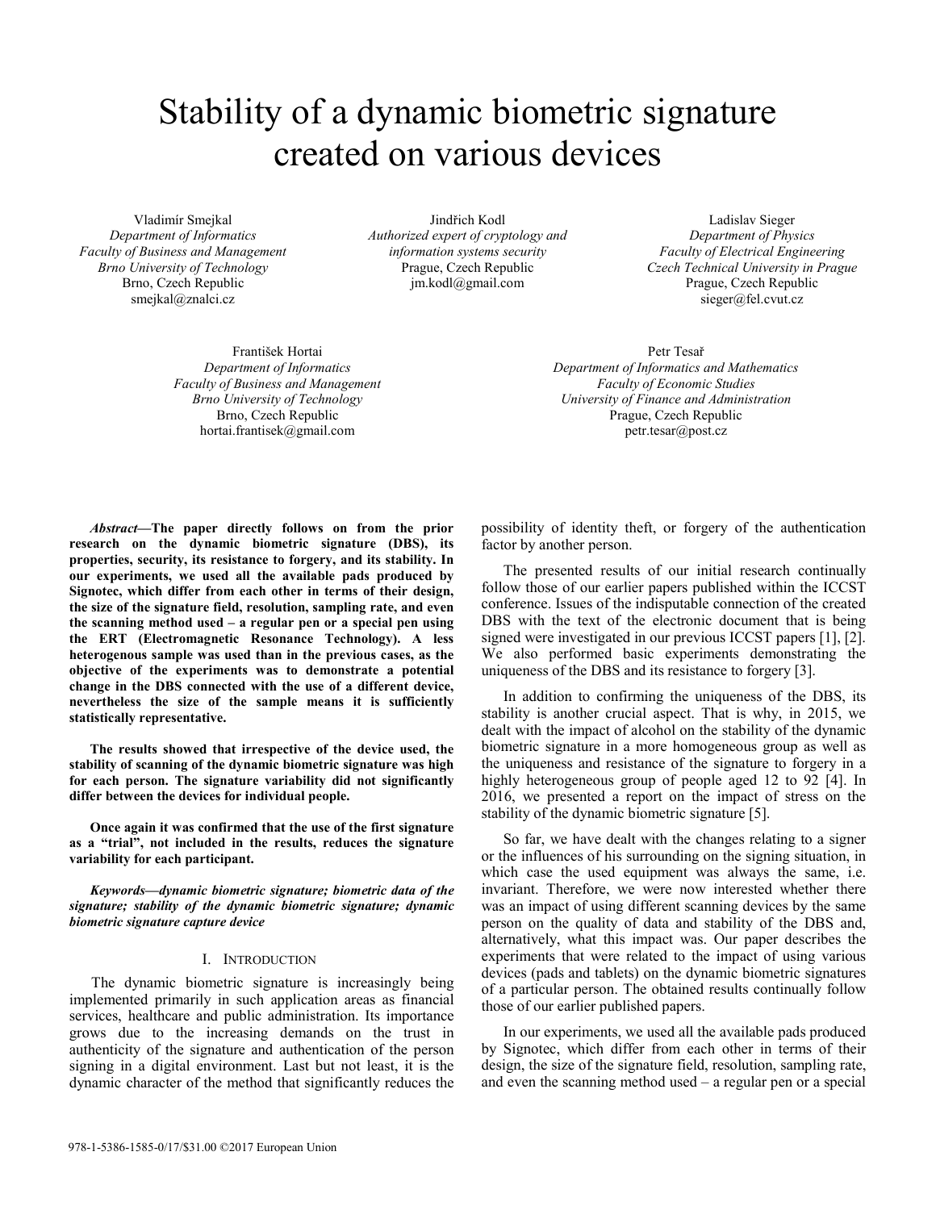# Stability of a dynamic biometric signature created on various devices

Vladimír Smejkal
*Department of Informatics*
*Faculty of Business and Management*
*Brno University of Technology*
Brno, Czech Republic
smejkal@znalci.cz

Jindřich Kodl
*Authorized expert of cryptology and information systems security*
Prague, Czech Republic
jm.kodl@gmail.com

Ladislav Sieger
*Department of Physics*
*Faculty of Electrical Engineering*
*Czech Technical University in Prague*
Prague, Czech Republic
sieger@fel.cvut.cz

František Hortai
*Department of Informatics*
*Faculty of Business and Management*
*Brno University of Technology*
Brno, Czech Republic
hortai.frantisek@gmail.com

Petr Tesař
*Department of Informatics and Mathematics*
*Faculty of Economic Studies*
*University of Finance and Administration*
Prague, Czech Republic
petr.tesar@post.cz

***Abstract*—The paper directly follows on from the prior research on the dynamic biometric signature (DBS), its properties, security, its resistance to forgery, and its stability. In our experiments, we used all the available pads produced by Signotec, which differ from each other in terms of their design, the size of the signature field, resolution, sampling rate, and even the scanning method used – a regular pen or a special pen using the ERT (Electromagnetic Resonance Technology). A less heterogenous sample was used than in the previous cases, as the objective of the experiments was to demonstrate a potential change in the DBS connected with the use of a different device, nevertheless the size of the sample means it is sufficiently statistically representative.**

**The results showed that irrespective of the device used, the stability of scanning of the dynamic biometric signature was high for each person. The signature variability did not significantly differ between the devices for individual people.**

**Once again it was confirmed that the use of the first signature as a "trial", not included in the results, reduces the signature variability for each participant.**

***Keywords—dynamic biometric signature; biometric data of the signature; stability of the dynamic biometric signature; dynamic biometric signature capture device***

## I. Introduction

The dynamic biometric signature is increasingly being implemented primarily in such application areas as financial services, healthcare and public administration. Its importance grows due to the increasing demands on the trust in authenticity of the signature and authentication of the person signing in a digital environment. Last but not least, it is the dynamic character of the method that significantly reduces the possibility of identity theft, or forgery of the authentication factor by another person.

The presented results of our initial research continually follow those of our earlier papers published within the ICCST conference. Issues of the indisputable connection of the created DBS with the text of the electronic document that is being signed were investigated in our previous ICCST papers [1], [2]. We also performed basic experiments demonstrating the uniqueness of the DBS and its resistance to forgery [3].

In addition to confirming the uniqueness of the DBS, its stability is another crucial aspect. That is why, in 2015, we dealt with the impact of alcohol on the stability of the dynamic biometric signature in a more homogeneous group as well as the uniqueness and resistance of the signature to forgery in a highly heterogeneous group of people aged 12 to 92 [4]. In 2016, we presented a report on the impact of stress on the stability of the dynamic biometric signature [5].

So far, we have dealt with the changes relating to a signer or the influences of his surrounding on the signing situation, in which case the used equipment was always the same, i.e. invariant. Therefore, we were now interested whether there was an impact of using different scanning devices by the same person on the quality of data and stability of the DBS and, alternatively, what this impact was. Our paper describes the experiments that were related to the impact of using various devices (pads and tablets) on the dynamic biometric signatures of a particular person. The obtained results continually follow those of our earlier published papers.

In our experiments, we used all the available pads produced by Signotec, which differ from each other in terms of their design, the size of the signature field, resolution, sampling rate, and even the scanning method used – a regular pen or a special

978-1-5386-1585-0/17/$31.00 ©2017 European Union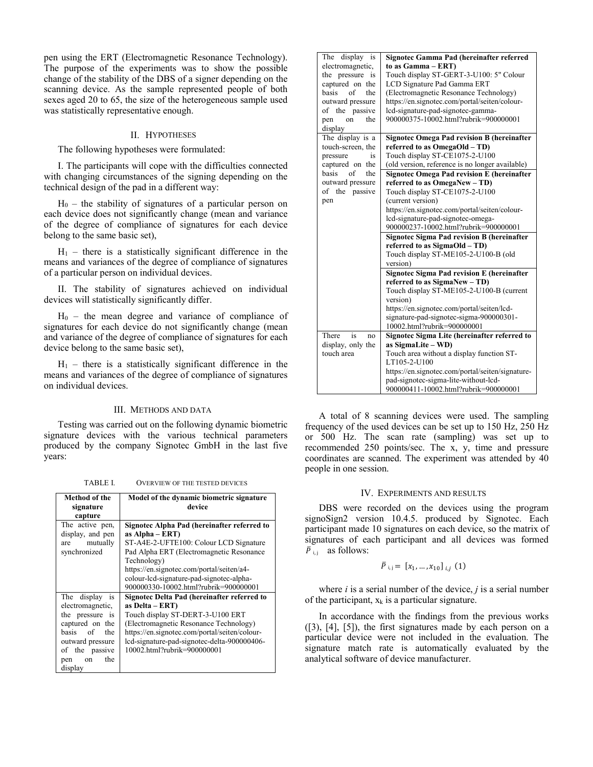pen using the ERT (Electromagnetic Resonance Technology). The purpose of the experiments was to show the possible change of the stability of the DBS of a signer depending on the scanning device. As the sample represented people of both sexes aged 20 to 65, the size of the heterogeneous sample used was statistically representative enough.

## II. Hypotheses

The following hypotheses were formulated:

I. The participants will cope with the difficulties connected with changing circumstances of the signing depending on the technical design of the pad in a different way:

$H_0$ – the stability of signatures of a particular person on each device does not significantly change (mean and variance of the degree of compliance of signatures for each device belong to the same basic set),

$H_1$ – there is a statistically significant difference in the means and variances of the degree of compliance of signatures of a particular person on individual devices.

II. The stability of signatures achieved on individual devices will statistically significantly differ.

$H_0$ – the mean degree and variance of compliance of signatures for each device do not significantly change (mean and variance of the degree of compliance of signatures for each device belong to the same basic set),

$H_1$ – there is a statistically significant difference in the means and variances of the degree of compliance of signatures on individual devices.

## III. Methods and Data

Testing was carried out on the following dynamic biometric signature devices with the various technical parameters produced by the company Signotec GmbH in the last five years:

TABLE I. OVERVIEW OF THE TESTED DEVICES

| Method of the signature capture | Model of the dynamic biometric signature device |
|---|---|
| The active pen, display, and pen are mutually synchronized | **Signotec Alpha Pad (hereinafter referred to as Alpha – ERT)** ST-A4E-2-UFTE100: Colour LCD Signature Pad Alpha ERT (Electromagnetic Resonance Technology) https://en.signotec.com/portal/seiten/a4-colour-lcd-signature-pad-signotec-alpha-900000330-10002.html?rubrik=900000001 |
| The display is electromagnetic, the pressure is captured on the basis of the outward pressure of the passive pen on the display | **Signotec Delta Pad (hereinafter referred to as Delta – ERT)** Touch display ST-DERT-3-U100 ERT (Electromagnetic Resonance Technology) https://en.signotec.com/portal/seiten/colour-lcd-signature-pad-signotec-delta-900000406-10002.html?rubrik=900000001 |
| The display is electromagnetic, the pressure is captured on the basis of the outward pressure of the passive pen on the display | **Signotec Gamma Pad (hereinafter referred to as Gamma – ERT)** Touch display ST-GERT-3-U100: 5" Colour LCD Signature Pad Gamma ERT (Electromagnetic Resonance Technology) https://en.signotec.com/portal/seiten/colour-lcd-signature-pad-signotec-gamma-900000375-10002.html?rubrik=900000001 |
| The display is a touch-screen, the pressure is captured on the basis of the outward pressure of the passive pen | **Signotec Omega Pad revision B (hereinafter referred to as OmegaOld – TD)** Touch display ST-CE1075-2-U100 (old version, reference is no longer available) |
| | **Signotec Omega Pad revision E (hereinafter referred to as OmegaNew – TD)** Touch display ST-CE1075-2-U100 (current version) https://en.signotec.com/portal/seiten/colour-lcd-signature-pad-signotec-omega-900000237-10002.html?rubrik=900000001 |
| | **Signotec Sigma Pad revision B (hereinafter referred to as SigmaOld – TD)** Touch display ST-ME105-2-U100-B (old version) |
| | **Signotec Sigma Pad revision E (hereinafter referred to as SigmaNew – TD)** Touch display ST-ME105-2-U100-B (current version) https://en.signotec.com/portal/seiten/lcd-signature-pad-signotec-sigma-900000301-10002.html?rubrik=900000001 |
| There is no display, only the touch area | **Signotec Sigma Lite (hereinafter referred to as SigmaLite – WD)** Touch area without a display function ST-LT105-2-U100 https://en.signotec.com/portal/seiten/signature-pad-signotec-sigma-lite-without-lcd-900000411-10002.html?rubrik=900000001 |

A total of 8 scanning devices were used. The sampling frequency of the used devices can be set up to 150 Hz, 250 Hz or 500 Hz. The scan rate (sampling) was set up to recommended 250 points/sec. The x, y, time and pressure coordinates are scanned. The experiment was attended by 40 people in one session.

## IV. Experiments and Results

DBS were recorded on the devices using the program signoSign2 version 10.4.5. produced by Signotec. Each participant made 10 signatures on each device, so the matrix of signatures of each participant and all devices was formed $\bar{P}_{i,j}$ as follows:

$$\bar{P}_{i,j} = [x_1, \dots, x_{10}]_{i,j} \quad (1)$$

where *i* is a serial number of the device, *j* is a serial number of the participant, $x_k$ is a particular signature.

In accordance with the findings from the previous works ([3], [4], [5]), the first signatures made by each person on a particular device were not included in the evaluation. The signature match rate is automatically evaluated by the analytical software of device manufacturer.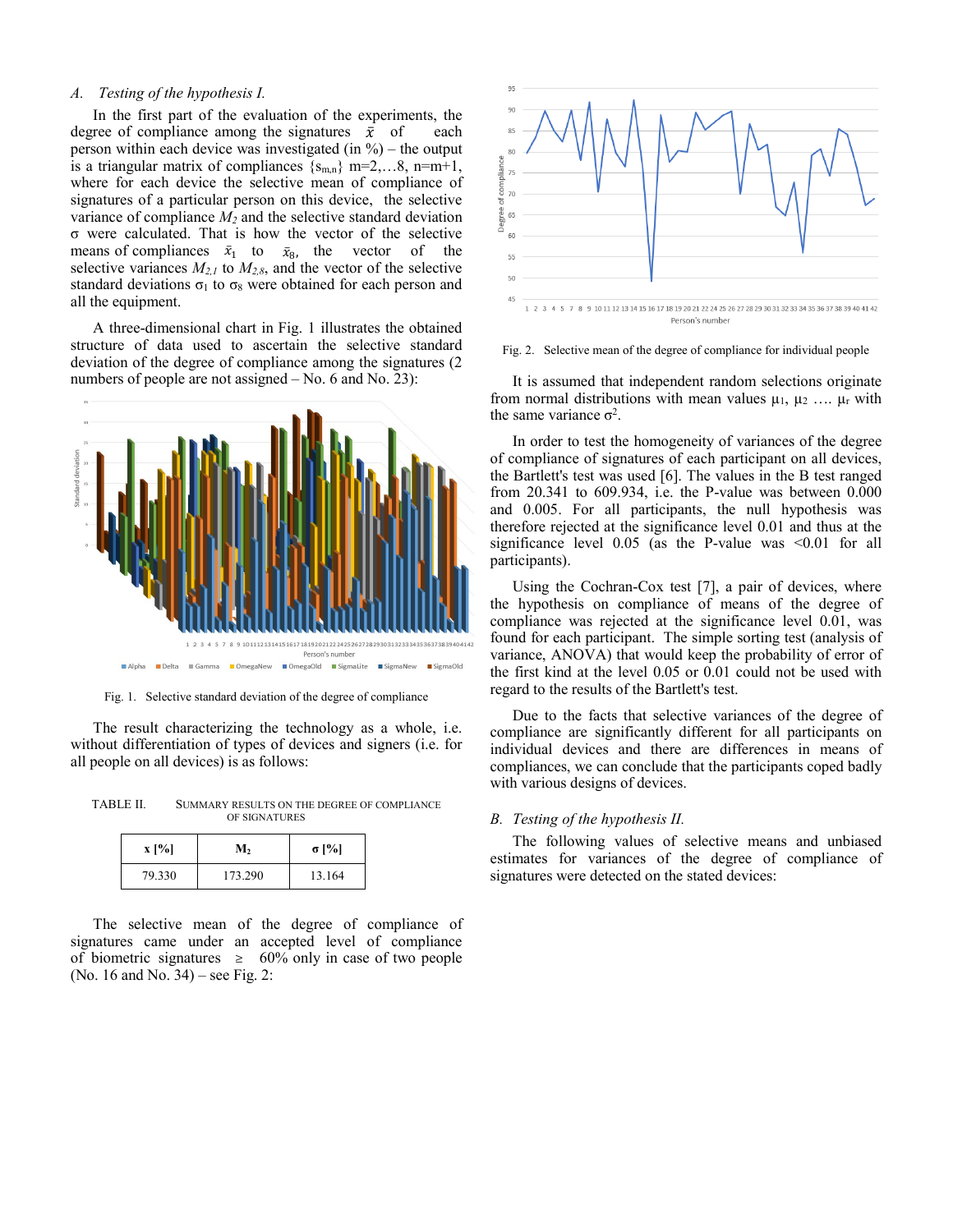### A. *Testing of the hypothesis I.*

In the first part of the evaluation of the experiments, the degree of compliance among the signatures $\bar{x}$ of each person within each device was investigated (in %) – the output is a triangular matrix of compliances $\{s_{m,n}\}$ m=2,…8, n=m+1, where for each device the selective mean of compliance of signatures of a particular person on this device, the selective variance of compliance $M_2$ and the selective standard deviation σ were calculated. That is how the vector of the selective means of compliances $\bar{x}_1$ to $\bar{x}_8$, the vector of the selective variances $M_{2,1}$ to $M_{2,8}$, and the vector of the selective standard deviations $\sigma_1$ to $\sigma_8$ were obtained for each person and all the equipment.

A three-dimensional chart in Fig. 1 illustrates the obtained structure of data used to ascertain the selective standard deviation of the degree of compliance among the signatures (2 numbers of people are not assigned – No. 6 and No. 23):

Fig. 1. Selective standard deviation of the degree of compliance

The result characterizing the technology as a whole, i.e. without differentiation of types of devices and signers (i.e. for all people on all devices) is as follows:

TABLE II. SUMMARY RESULTS ON THE DEGREE OF COMPLIANCE OF SIGNATURES

| x [%] | $M_2$ | σ [%] |
|---|---|---|
| 79.330 | 173.290 | 13.164 |

The selective mean of the degree of compliance of signatures came under an accepted level of compliance of biometric signatures ≥ 60% only in case of two people (No. 16 and No. 34) – see Fig. 2:

Fig. 2. Selective mean of the degree of compliance for individual people

It is assumed that independent random selections originate from normal distributions with mean values $\mu_1$, $\mu_2$ …. $\mu_r$ with the same variance $\sigma^2$.

In order to test the homogeneity of variances of the degree of compliance of signatures of each participant on all devices, the Bartlett's test was used [6]. The values in the B test ranged from 20.341 to 609.934, i.e. the P-value was between 0.000 and 0.005. For all participants, the null hypothesis was therefore rejected at the significance level 0.01 and thus at the significance level 0.05 (as the P-value was <0.01 for all participants).

Using the Cochran-Cox test [7], a pair of devices, where the hypothesis on compliance of means of the degree of compliance was rejected at the significance level 0.01, was found for each participant. The simple sorting test (analysis of variance, ANOVA) that would keep the probability of error of the first kind at the level 0.05 or 0.01 could not be used with regard to the results of the Bartlett's test.

Due to the facts that selective variances of the degree of compliance are significantly different for all participants on individual devices and there are differences in means of compliances, we can conclude that the participants coped badly with various designs of devices.

### B. *Testing of the hypothesis II.*

The following values of selective means and unbiased estimates for variances of the degree of compliance of signatures were detected on the stated devices: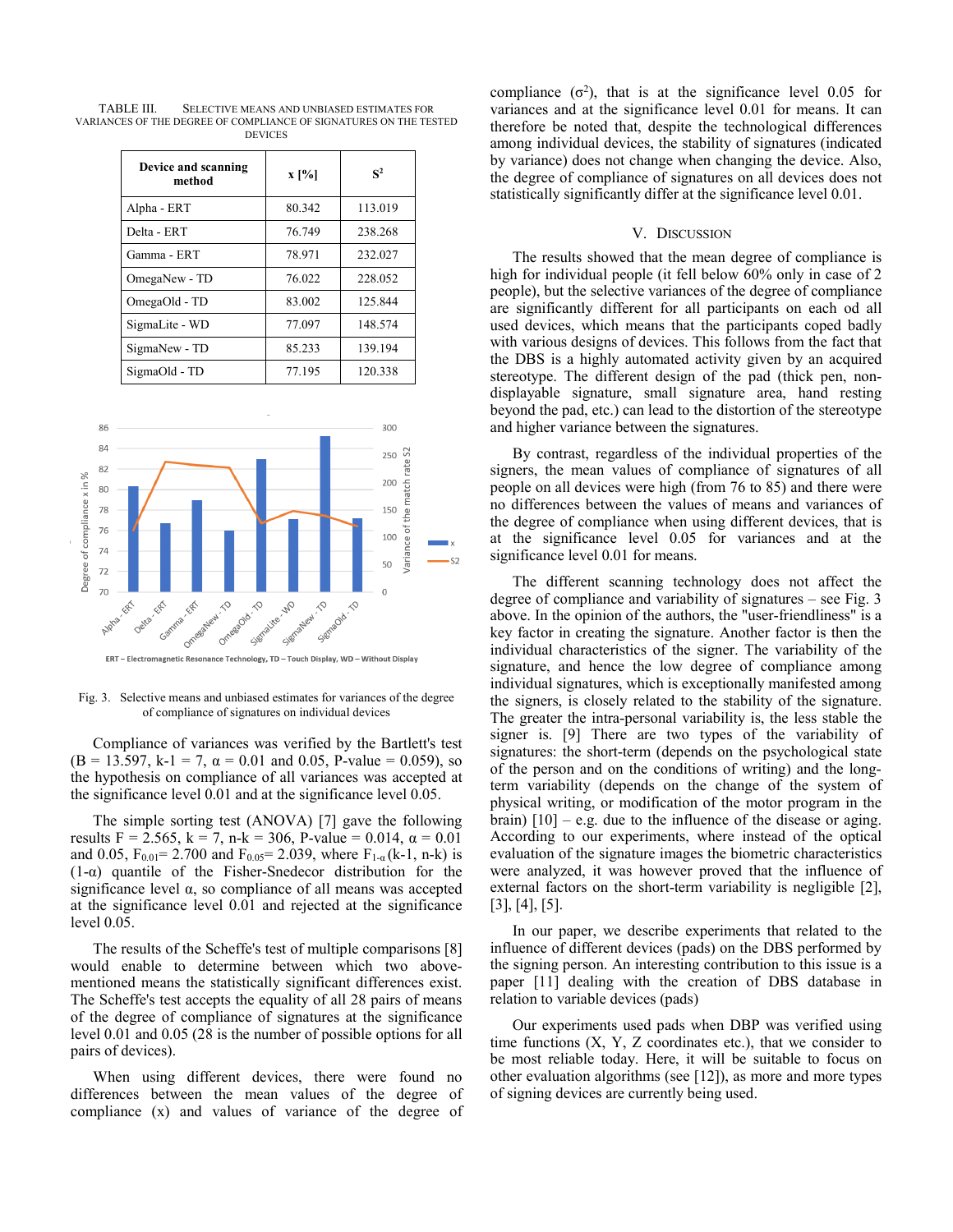TABLE III. SELECTIVE MEANS AND UNBIASED ESTIMATES FOR VARIANCES OF THE DEGREE OF COMPLIANCE OF SIGNATURES ON THE TESTED DEVICES

| Device and scanning method | x [%] | S² |
|---|---|---|
| Alpha - ERT | 80.342 | 113.019 |
| Delta - ERT | 76.749 | 238.268 |
| Gamma - ERT | 78.971 | 232.027 |
| OmegaNew - TD | 76.022 | 228.052 |
| OmegaOld - TD | 83.002 | 125.844 |
| SigmaLite - WD | 77.097 | 148.574 |
| SigmaNew - TD | 85.233 | 139.194 |
| SigmaOld - TD | 77.195 | 120.338 |

ERT – Electromagnetic Resonance Technology, TD – Touch Display, WD – Without Display

Fig. 3. Selective means and unbiased estimates for variances of the degree of compliance of signatures on individual devices

Compliance of variances was verified by the Bartlett's test (B = 13.597, k-1 = 7, α = 0.01 and 0.05, P-value = 0.059), so the hypothesis on compliance of all variances was accepted at the significance level 0.01 and at the significance level 0.05.

The simple sorting test (ANOVA) [7] gave the following results F = 2.565, k = 7, n-k = 306, P-value = 0.014, α = 0.01 and 0.05, $F_{0.01}$= 2.700 and $F_{0.05}$= 2.039, where $F_{1-\alpha}$(k-1, n-k) is (1-α) quantile of the Fisher-Snedecor distribution for the significance level α, so compliance of all means was accepted at the significance level 0.01 and rejected at the significance level 0.05.

The results of the Scheffe's test of multiple comparisons [8] would enable to determine between which two above-mentioned means the statistically significant differences exist. The Scheffe's test accepts the equality of all 28 pairs of means of the degree of compliance of signatures at the significance level 0.01 and 0.05 (28 is the number of possible options for all pairs of devices).

When using different devices, there were found no differences between the mean values of the degree of compliance (x) and values of variance of the degree of compliance ($\sigma^2$), that is at the significance level 0.05 for variances and at the significance level 0.01 for means. It can therefore be noted that, despite the technological differences among individual devices, the stability of signatures (indicated by variance) does not change when changing the device. Also, the degree of compliance of signatures on all devices does not statistically significantly differ at the significance level 0.01.

## V. DISCUSSION

The results showed that the mean degree of compliance is high for individual people (it fell below 60% only in case of 2 people), but the selective variances of the degree of compliance are significantly different for all participants on each od all used devices, which means that the participants coped badly with various designs of devices. This follows from the fact that the DBS is a highly automated activity given by an acquired stereotype. The different design of the pad (thick pen, non-displayable signature, small signature area, hand resting beyond the pad, etc.) can lead to the distortion of the stereotype and higher variance between the signatures.

By contrast, regardless of the individual properties of the signers, the mean values of compliance of signatures of all people on all devices were high (from 76 to 85) and there were no differences between the values of means and variances of the degree of compliance when using different devices, that is at the significance level 0.05 for variances and at the significance level 0.01 for means.

The different scanning technology does not affect the degree of compliance and variability of signatures – see Fig. 3 above. In the opinion of the authors, the "user-friendliness" is a key factor in creating the signature. Another factor is then the individual characteristics of the signer. The variability of the signature, and hence the low degree of compliance among individual signatures, which is exceptionally manifested among the signers, is closely related to the stability of the signature. The greater the intra-personal variability is, the less stable the signer is. [9] There are two types of the variability of signatures: the short-term (depends on the psychological state of the person and on the conditions of writing) and the long-term variability (depends on the change of the system of physical writing, or modification of the motor program in the brain) [10] – e.g. due to the influence of the disease or aging. According to our experiments, where instead of the optical evaluation of the signature images the biometric characteristics were analyzed, it was however proved that the influence of external factors on the short-term variability is negligible [2], [3], [4], [5].

In our paper, we describe experiments that related to the influence of different devices (pads) on the DBS performed by the signing person. An interesting contribution to this issue is a paper [11] dealing with the creation of DBS database in relation to variable devices (pads)

Our experiments used pads when DBP was verified using time functions (X, Y, Z coordinates etc.), that we consider to be most reliable today. Here, it will be suitable to focus on other evaluation algorithms (see [12]), as more and more types of signing devices are currently being used.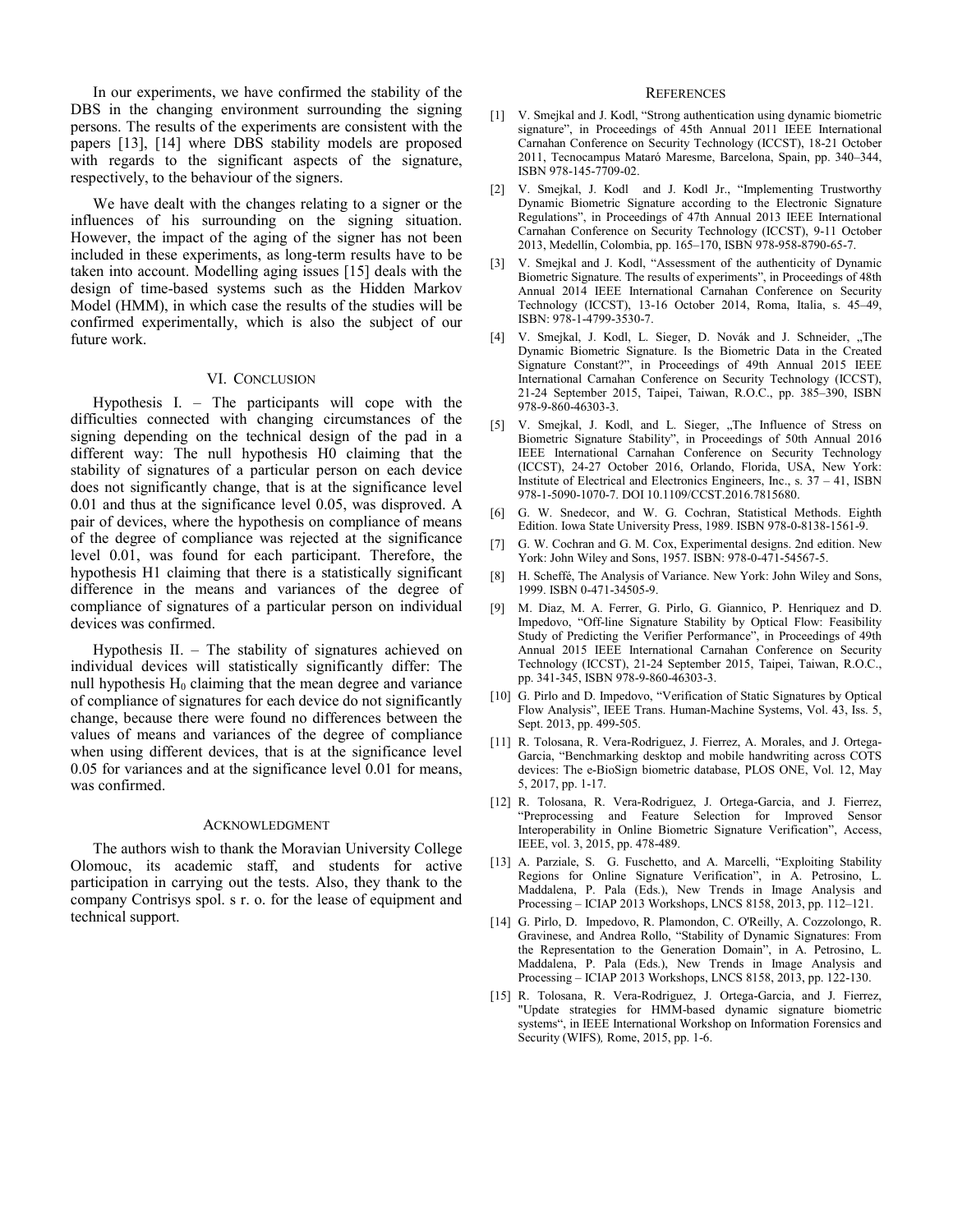In our experiments, we have confirmed the stability of the DBS in the changing environment surrounding the signing persons. The results of the experiments are consistent with the papers [13], [14] where DBS stability models are proposed with regards to the significant aspects of the signature, respectively, to the behaviour of the signers.

We have dealt with the changes relating to a signer or the influences of his surrounding on the signing situation. However, the impact of the aging of the signer has not been included in these experiments, as long-term results have to be taken into account. Modelling aging issues [15] deals with the design of time-based systems such as the Hidden Markov Model (HMM), in which case the results of the studies will be confirmed experimentally, which is also the subject of our future work.

## VI. Conclusion

Hypothesis I. – The participants will cope with the difficulties connected with changing circumstances of the signing depending on the technical design of the pad in a different way: The null hypothesis H0 claiming that the stability of signatures of a particular person on each device does not significantly change, that is at the significance level 0.01 and thus at the significance level 0.05, was disproved. A pair of devices, where the hypothesis on compliance of means of the degree of compliance was rejected at the significance level 0.01, was found for each participant. Therefore, the hypothesis H1 claiming that there is a statistically significant difference in the means and variances of the degree of compliance of signatures of a particular person on individual devices was confirmed.

Hypothesis II. – The stability of signatures achieved on individual devices will statistically significantly differ: The null hypothesis $H_0$ claiming that the mean degree and variance of compliance of signatures for each device do not significantly change, because there were found no differences between the values of means and variances of the degree of compliance when using different devices, that is at the significance level 0.05 for variances and at the significance level 0.01 for means, was confirmed.

## Acknowledgment

The authors wish to thank the Moravian University College Olomouc, its academic staff, and students for active participation in carrying out the tests. Also, they thank to the company Contrisys spol. s r. o. for the lease of equipment and technical support.

## References

[1] V. Smejkal and J. Kodl, “Strong authentication using dynamic biometric signature”, in Proceedings of 45th Annual 2011 IEEE International Carnahan Conference on Security Technology (ICCST), 18-21 October 2011, Tecnocampus Mataró Maresme, Barcelona, Spain, pp. 340–344, ISBN 978-145-7709-02.

[2] V. Smejkal, J. Kodl and J. Kodl Jr., “Implementing Trustworthy Dynamic Biometric Signature according to the Electronic Signature Regulations”, in Proceedings of 47th Annual 2013 IEEE International Carnahan Conference on Security Technology (ICCST), 9-11 October 2013, Medellín, Colombia, pp. 165–170, ISBN 978-958-8790-65-7.

[3] V. Smejkal and J. Kodl, “Assessment of the authenticity of Dynamic Biometric Signature. The results of experiments”, in Proceedings of 48th Annual 2014 IEEE International Carnahan Conference on Security Technology (ICCST), 13-16 October 2014, Roma, Italia, s. 45–49, ISBN: 978-1-4799-3530-7.

[4] V. Smejkal, J. Kodl, L. Sieger, D. Novák and J. Schneider, „The Dynamic Biometric Signature. Is the Biometric Data in the Created Signature Constant?", in Proceedings of 49th Annual 2015 IEEE International Carnahan Conference on Security Technology (ICCST), 21-24 September 2015, Taipei, Taiwan, R.O.C., pp. 385–390, ISBN 978-9-860-46303-3.

[5] V. Smejkal, J. Kodl, and L. Sieger, „The Influence of Stress on Biometric Signature Stability", in Proceedings of 50th Annual 2016 IEEE International Carnahan Conference on Security Technology (ICCST), 24-27 October 2016, Orlando, Florida, USA, New York: Institute of Electrical and Electronics Engineers, Inc., s. 37 – 41, ISBN 978-1-5090-1070-7. DOI 10.1109/CCST.2016.7815680.

[6] G. W. Snedecor, and W. G. Cochran, Statistical Methods. Eighth Edition. Iowa State University Press, 1989. ISBN 978-0-8138-1561-9.

[7] G. W. Cochran and G. M. Cox, Experimental designs. 2nd edition. New York: John Wiley and Sons, 1957. ISBN: 978-0-471-54567-5.

[8] H. Scheffé, The Analysis of Variance. New York: John Wiley and Sons, 1999. ISBN 0-471-34505-9.

[9] M. Diaz, M. A. Ferrer, G. Pirlo, G. Giannico, P. Henriquez and D. Impedovo, “Off-line Signature Stability by Optical Flow: Feasibility Study of Predicting the Verifier Performance”, in Proceedings of 49th Annual 2015 IEEE International Carnahan Conference on Security Technology (ICCST), 21-24 September 2015, Taipei, Taiwan, R.O.C., pp. 341-345, ISBN 978-9-860-46303-3.

[10] G. Pirlo and D. Impedovo, “Verification of Static Signatures by Optical Flow Analysis”, IEEE Trans. Human-Machine Systems, Vol. 43, Iss. 5, Sept. 2013, pp. 499-505.

[11] R. Tolosana, R. Vera-Rodriguez, J. Fierrez, A. Morales, and J. Ortega-Garcia, “Benchmarking desktop and mobile handwriting across COTS devices: The e-BioSign biometric database, PLOS ONE, Vol. 12, May 5, 2017, pp. 1-17.

[12] R. Tolosana, R. Vera-Rodriguez, J. Ortega-Garcia, and J. Fierrez, “Preprocessing and Feature Selection for Improved Sensor Interoperability in Online Biometric Signature Verification”, Access, IEEE, vol. 3, 2015, pp. 478-489.

[13] A. Parziale, S. G. Fuschetto, and A. Marcelli, “Exploiting Stability Regions for Online Signature Verification”, in A. Petrosino, L. Maddalena, P. Pala (Eds.), New Trends in Image Analysis and Processing – ICIAP 2013 Workshops, LNCS 8158, 2013, pp. 112–121.

[14] G. Pirlo, D. Impedovo, R. Plamondon, C. O'Reilly, A. Cozzolongo, R. Gravinese, and Andrea Rollo, “Stability of Dynamic Signatures: From the Representation to the Generation Domain”, in A. Petrosino, L. Maddalena, P. Pala (Eds.), New Trends in Image Analysis and Processing – ICIAP 2013 Workshops, LNCS 8158, 2013, pp. 122-130.

[15] R. Tolosana, R. Vera-Rodriguez, J. Ortega-Garcia, and J. Fierrez, "Update strategies for HMM-based dynamic signature biometric systems“, in IEEE International Workshop on Information Forensics and Security (WIFS), Rome, 2015, pp. 1-6.